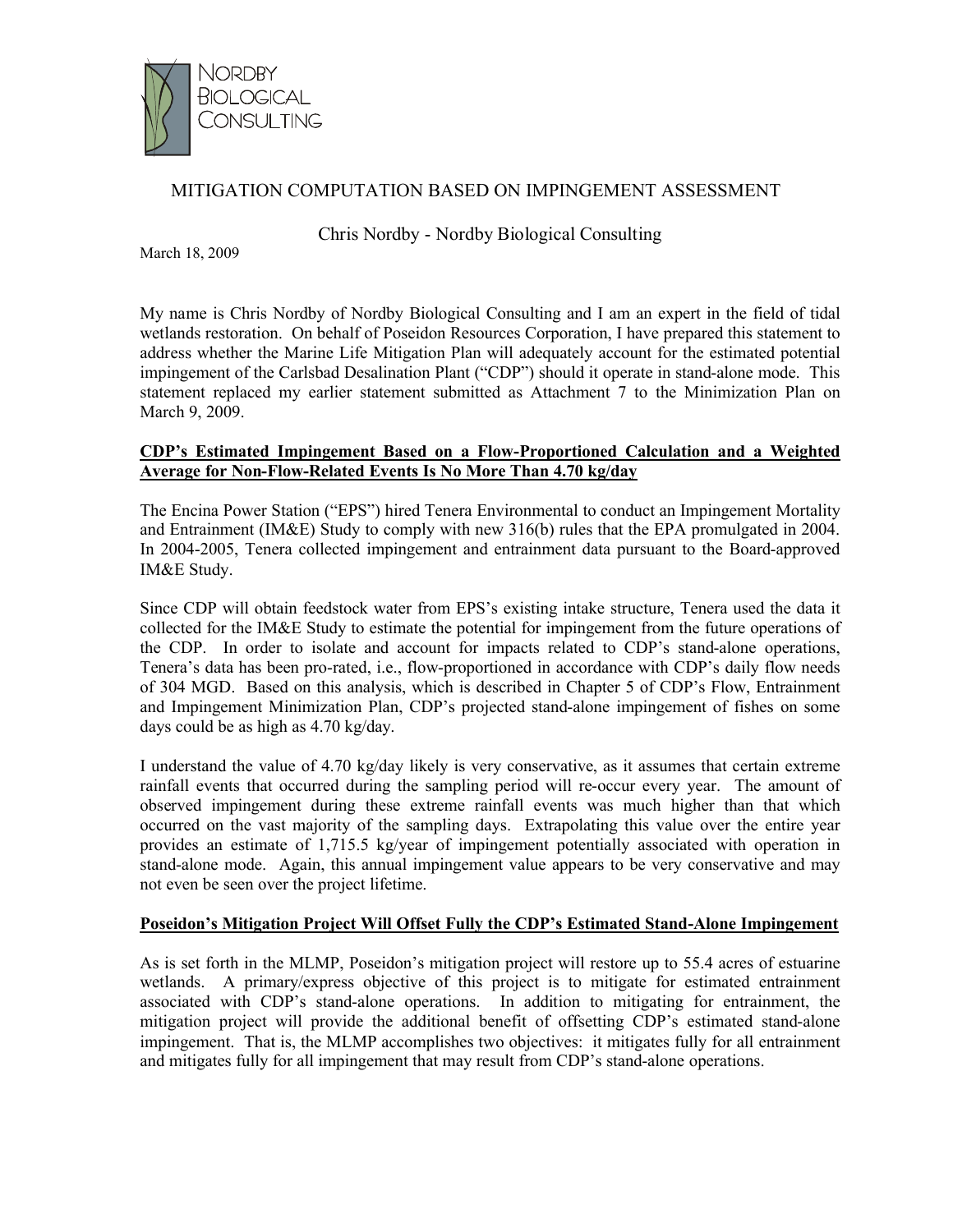NORDBY
BIOLOGICAL
CONSULTING

# MITIGATION COMPUTATION BASED ON IMPINGEMENT ASSESSMENT

Chris Nordby - Nordby Biological Consulting

March 18, 2009

My name is Chris Nordby of Nordby Biological Consulting and I am an expert in the field of tidal wetlands restoration. On behalf of Poseidon Resources Corporation, I have prepared this statement to address whether the Marine Life Mitigation Plan will adequately account for the estimated potential impingement of the Carlsbad Desalination Plant ("CDP") should it operate in stand-alone mode. This statement replaced my earlier statement submitted as Attachment 7 to the Minimization Plan on March 9, 2009.

## CDP's Estimated Impingement Based on a Flow-Proportioned Calculation and a Weighted Average for Non-Flow-Related Events Is No More Than 4.70 kg/day

The Encina Power Station ("EPS") hired Tenera Environmental to conduct an Impingement Mortality and Entrainment (IM&E) Study to comply with new 316(b) rules that the EPA promulgated in 2004. In 2004-2005, Tenera collected impingement and entrainment data pursuant to the Board-approved IM&E Study.

Since CDP will obtain feedstock water from EPS's existing intake structure, Tenera used the data it collected for the IM&E Study to estimate the potential for impingement from the future operations of the CDP. In order to isolate and account for impacts related to CDP's stand-alone operations, Tenera's data has been pro-rated, i.e., flow-proportioned in accordance with CDP's daily flow needs of 304 MGD. Based on this analysis, which is described in Chapter 5 of CDP's Flow, Entrainment and Impingement Minimization Plan, CDP's projected stand-alone impingement of fishes on some days could be as high as 4.70 kg/day.

I understand the value of 4.70 kg/day likely is very conservative, as it assumes that certain extreme rainfall events that occurred during the sampling period will re-occur every year. The amount of observed impingement during these extreme rainfall events was much higher than that which occurred on the vast majority of the sampling days. Extrapolating this value over the entire year provides an estimate of 1,715.5 kg/year of impingement potentially associated with operation in stand-alone mode. Again, this annual impingement value appears to be very conservative and may not even be seen over the project lifetime.

## Poseidon's Mitigation Project Will Offset Fully the CDP's Estimated Stand-Alone Impingement

As is set forth in the MLMP, Poseidon's mitigation project will restore up to 55.4 acres of estuarine wetlands. A primary/express objective of this project is to mitigate for estimated entrainment associated with CDP's stand-alone operations. In addition to mitigating for entrainment, the mitigation project will provide the additional benefit of offsetting CDP's estimated stand-alone impingement. That is, the MLMP accomplishes two objectives: it mitigates fully for all entrainment and mitigates fully for all impingement that may result from CDP's stand-alone operations.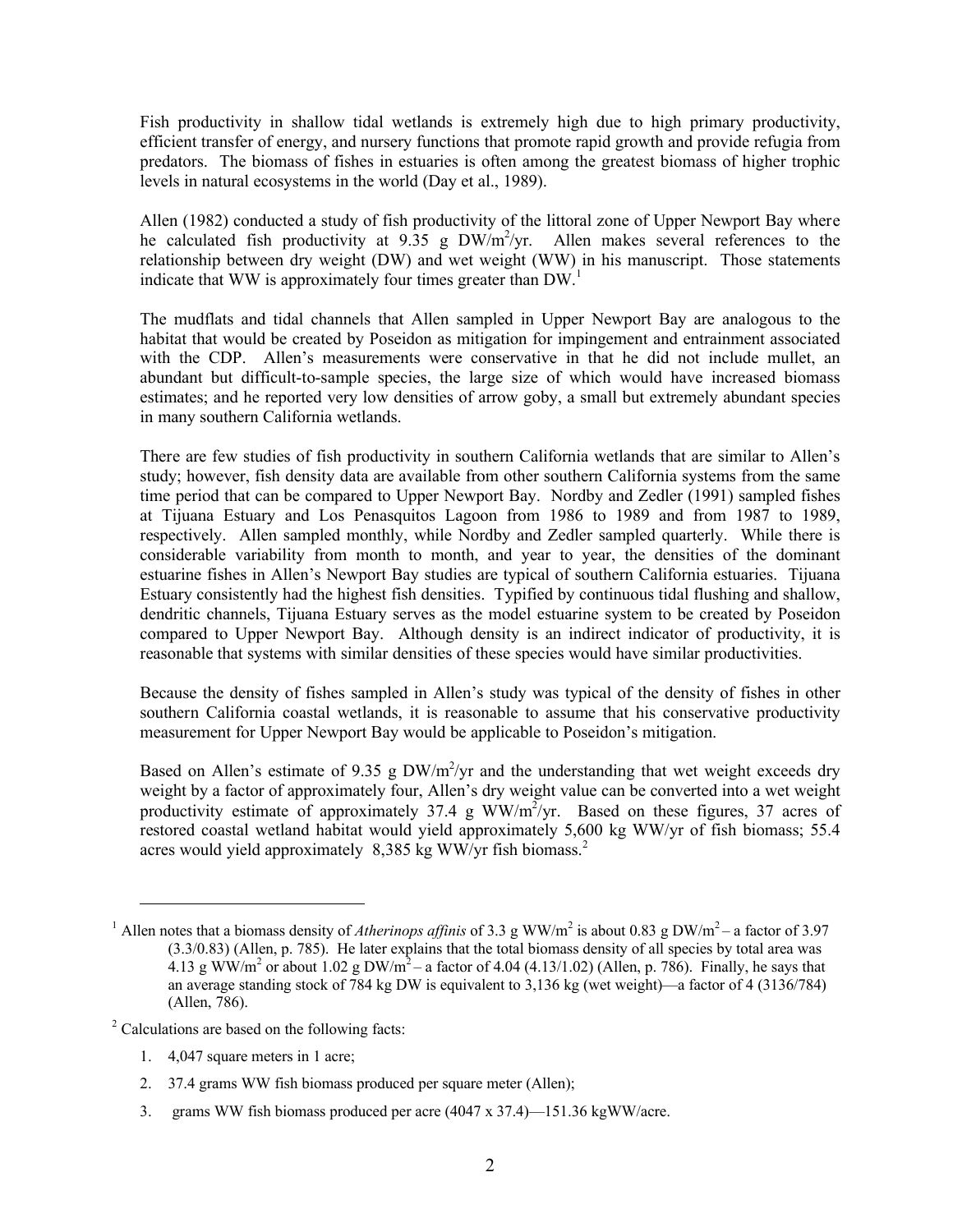Fish productivity in shallow tidal wetlands is extremely high due to high primary productivity, efficient transfer of energy, and nursery functions that promote rapid growth and provide refugia from predators. The biomass of fishes in estuaries is often among the greatest biomass of higher trophic levels in natural ecosystems in the world (Day et al., 1989).

Allen (1982) conducted a study of fish productivity of the littoral zone of Upper Newport Bay where he calculated fish productivity at 9.35 g DW/m$^2$/yr. Allen makes several references to the relationship between dry weight (DW) and wet weight (WW) in his manuscript. Those statements indicate that WW is approximately four times greater than DW.[1]

The mudflats and tidal channels that Allen sampled in Upper Newport Bay are analogous to the habitat that would be created by Poseidon as mitigation for impingement and entrainment associated with the CDP. Allen's measurements were conservative in that he did not include mullet, an abundant but difficult-to-sample species, the large size of which would have increased biomass estimates; and he reported very low densities of arrow goby, a small but extremely abundant species in many southern California wetlands.

There are few studies of fish productivity in southern California wetlands that are similar to Allen's study; however, fish density data are available from other southern California systems from the same time period that can be compared to Upper Newport Bay. Nordby and Zedler (1991) sampled fishes at Tijuana Estuary and Los Penasquitos Lagoon from 1986 to 1989 and from 1987 to 1989, respectively. Allen sampled monthly, while Nordby and Zedler sampled quarterly. While there is considerable variability from month to month, and year to year, the densities of the dominant estuarine fishes in Allen's Newport Bay studies are typical of southern California estuaries. Tijuana Estuary consistently had the highest fish densities. Typified by continuous tidal flushing and shallow, dendritic channels, Tijuana Estuary serves as the model estuarine system to be created by Poseidon compared to Upper Newport Bay. Although density is an indirect indicator of productivity, it is reasonable that systems with similar densities of these species would have similar productivities.

Because the density of fishes sampled in Allen's study was typical of the density of fishes in other southern California coastal wetlands, it is reasonable to assume that his conservative productivity measurement for Upper Newport Bay would be applicable to Poseidon's mitigation.

Based on Allen's estimate of 9.35 g DW/m$^2$/yr and the understanding that wet weight exceeds dry weight by a factor of approximately four, Allen's dry weight value can be converted into a wet weight productivity estimate of approximately 37.4 g WW/m$^2$/yr. Based on these figures, 37 acres of restored coastal wetland habitat would yield approximately 5,600 kg WW/yr of fish biomass; 55.4 acres would yield approximately 8,385 kg WW/yr fish biomass.[2]

---

[1] Allen notes that a biomass density of *Atherinops affinis* of 3.3 g WW/m$^2$ is about 0.83 g DW/m$^2$ – a factor of 3.97 (3.3/0.83) (Allen, p. 785). He later explains that the total biomass density of all species by total area was 4.13 g WW/m$^2$ or about 1.02 g DW/m$^2$ – a factor of 4.04 (4.13/1.02) (Allen, p. 786). Finally, he says that an average standing stock of 784 kg DW is equivalent to 3,136 kg (wet weight)—a factor of 4 (3136/784) (Allen, 786).

[2] Calculations are based on the following facts:

1. 4,047 square meters in 1 acre;
2. 37.4 grams WW fish biomass produced per square meter (Allen);
3. grams WW fish biomass produced per acre (4047 x 37.4)—151.36 kgWW/acre.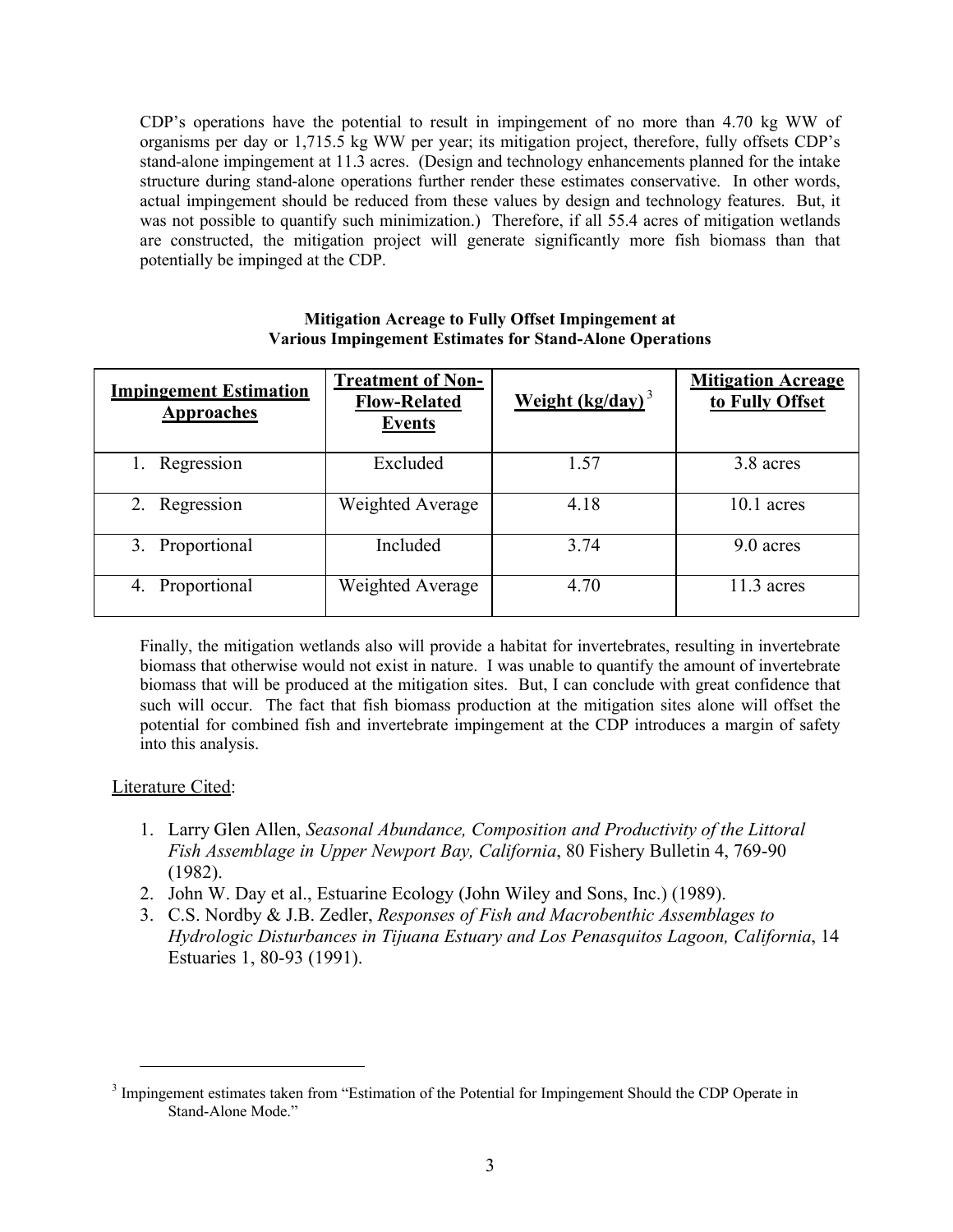CDP's operations have the potential to result in impingement of no more than 4.70 kg WW of organisms per day or 1,715.5 kg WW per year; its mitigation project, therefore, fully offsets CDP's stand-alone impingement at 11.3 acres. (Design and technology enhancements planned for the intake structure during stand-alone operations further render these estimates conservative. In other words, actual impingement should be reduced from these values by design and technology features. But, it was not possible to quantify such minimization.) Therefore, if all 55.4 acres of mitigation wetlands are constructed, the mitigation project will generate significantly more fish biomass than that potentially be impinged at the CDP.

**Mitigation Acreage to Fully Offset Impingement at Various Impingement Estimates for Stand-Alone Operations**

| Impingement Estimation Approaches | Treatment of Non-Flow-Related Events | Weight (kg/day)[3] | Mitigation Acreage to Fully Offset |
|---|---|---|---|
| 1. Regression | Excluded | 1.57 | 3.8 acres |
| 2. Regression | Weighted Average | 4.18 | 10.1 acres |
| 3. Proportional | Included | 3.74 | 9.0 acres |
| 4. Proportional | Weighted Average | 4.70 | 11.3 acres |

Finally, the mitigation wetlands also will provide a habitat for invertebrates, resulting in invertebrate biomass that otherwise would not exist in nature. I was unable to quantify the amount of invertebrate biomass that will be produced at the mitigation sites. But, I can conclude with great confidence that such will occur. The fact that fish biomass production at the mitigation sites alone will offset the potential for combined fish and invertebrate impingement at the CDP introduces a margin of safety into this analysis.

Literature Cited:

1. Larry Glen Allen, *Seasonal Abundance, Composition and Productivity of the Littoral Fish Assemblage in Upper Newport Bay, California*, 80 Fishery Bulletin 4, 769-90 (1982).
2. John W. Day et al., Estuarine Ecology (John Wiley and Sons, Inc.) (1989).
3. C.S. Nordby & J.B. Zedler, *Responses of Fish and Macrobenthic Assemblages to Hydrologic Disturbances in Tijuana Estuary and Los Penasquitos Lagoon, California*, 14 Estuaries 1, 80-93 (1991).

[3] Impingement estimates taken from "Estimation of the Potential for Impingement Should the CDP Operate in Stand-Alone Mode."